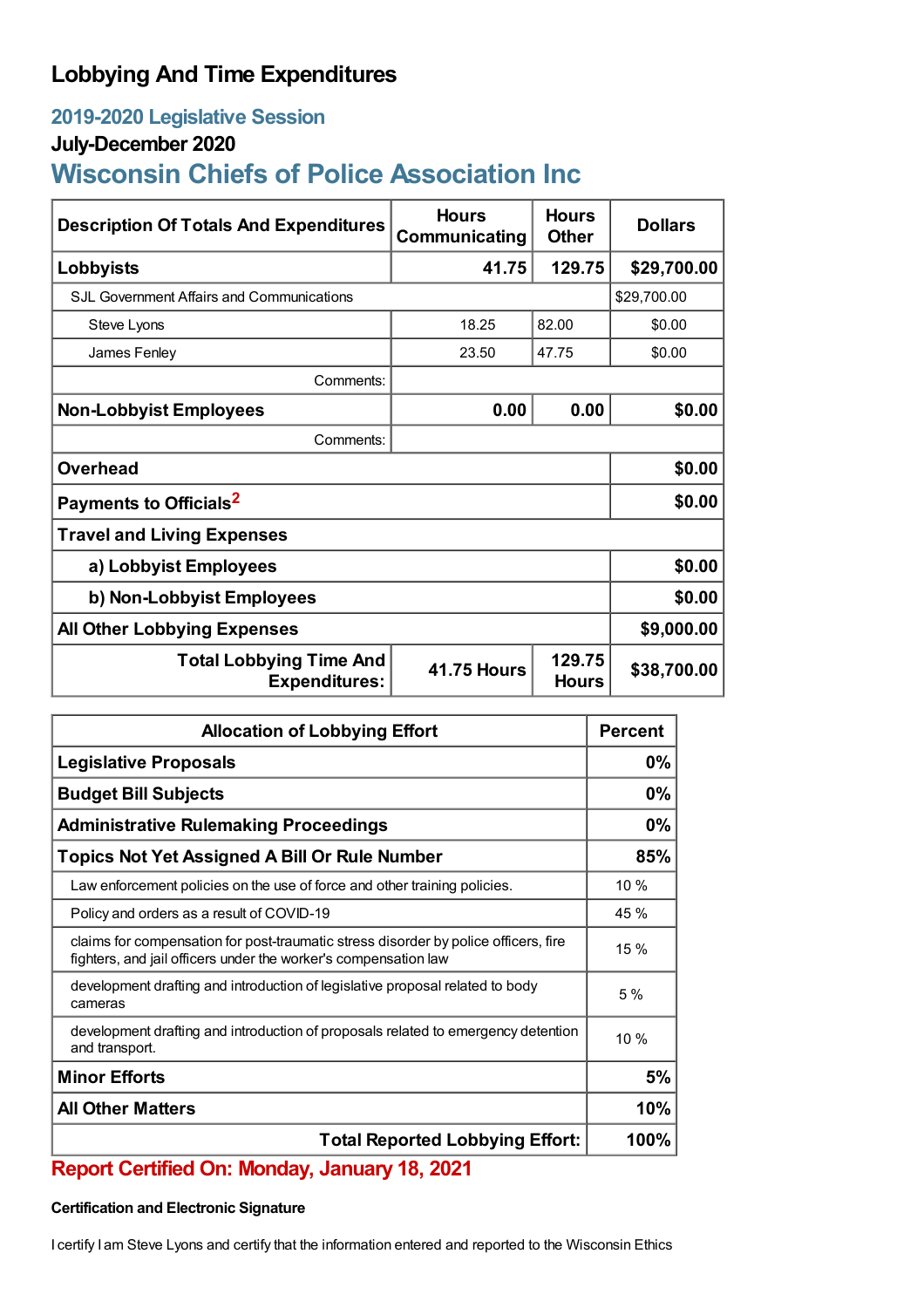# Lobbying And Time Expenditures

## 2019-2020 Legislative Session

### July-December 2020

## Wisconsin Chiefs of Police Association Inc

| Description Of Totals And Expenditures | Hours Communicating | Hours Other | Dollars |
|---|---|---|---|
| **Lobbyists** | **41.75** | **129.75** | **$29,700.00** |
| SJL Government Affairs and Communications | | | $29,700.00 |
| Steve Lyons | 18.25 | 82.00 | $0.00 |
| James Fenley | 23.50 | 47.75 | $0.00 |
| Comments: | | | |
| **Non-Lobbyist Employees** | **0.00** | **0.00** | **$0.00** |
| Comments: | | | |
| **Overhead** | | | **$0.00** |
| **Payments to Officials**[2] | | | **$0.00** |
| **Travel and Living Expenses** | | | |
| **a) Lobbyist Employees** | | | **$0.00** |
| **b) Non-Lobbyist Employees** | | | **$0.00** |
| **All Other Lobbying Expenses** | | | **$9,000.00** |
| **Total Lobbying Time And Expenditures:** | **41.75 Hours** | **129.75 Hours** | **$38,700.00** |

| Allocation of Lobbying Effort | Percent |
|---|---|
| **Legislative Proposals** | **0%** |
| **Budget Bill Subjects** | **0%** |
| **Administrative Rulemaking Proceedings** | **0%** |
| **Topics Not Yet Assigned A Bill Or Rule Number** | **85%** |
| Law enforcement policies on the use of force and other training policies. | 10 % |
| Policy and orders as a result of COVID-19 | 45 % |
| claims for compensation for post-traumatic stress disorder by police officers, fire fighters, and jail officers under the worker's compensation law | 15 % |
| development drafting and introduction of legislative proposal related to body cameras | 5 % |
| development drafting and introduction of proposals related to emergency detention and transport. | 10 % |
| **Minor Efforts** | **5%** |
| **All Other Matters** | **10%** |
| **Total Reported Lobbying Effort:** | **100%** |

**Report Certified On: Monday, January 18, 2021**

#### Certification and Electronic Signature

I certify I am Steve Lyons and certify that the information entered and reported to the Wisconsin Ethics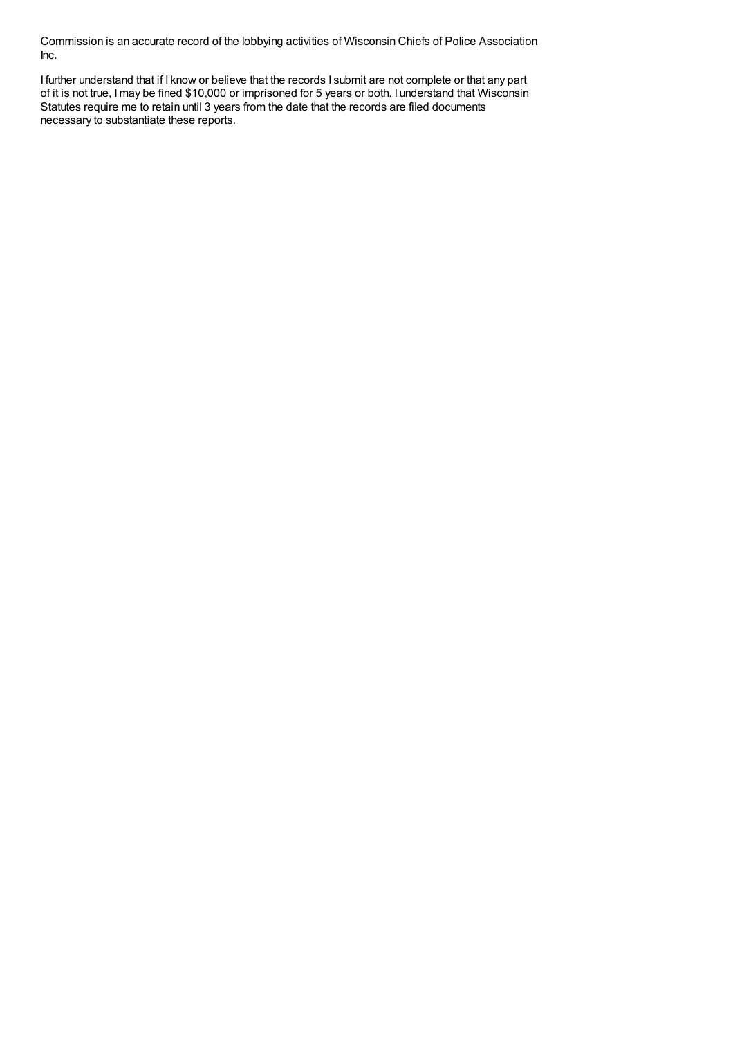Commission is an accurate record of the lobbying activities of Wisconsin Chiefs of Police Association Inc.

I further understand that if I know or believe that the records I submit are not complete or that any part of it is not true, I may be fined $10,000 or imprisoned for 5 years or both. I understand that Wisconsin Statutes require me to retain until 3 years from the date that the records are filed documents necessary to substantiate these reports.